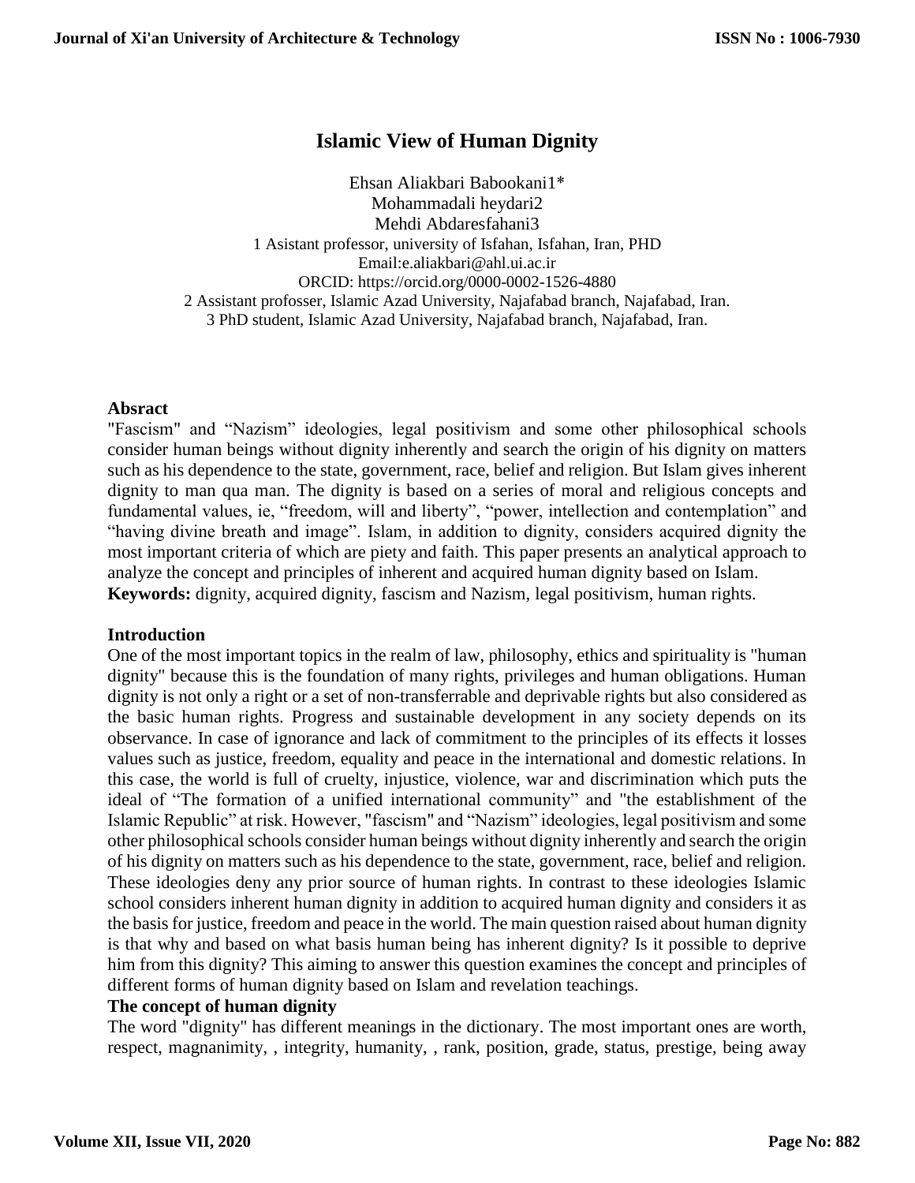# Islamic View of Human Dignity

Ehsan Aliakbari Babookani1*
Mohammadali heydari2
Mehdi Abdaresfahani3

1 Asistant professor, university of Isfahan, Isfahan, Iran, PHD
Email:e.aliakbari@ahl.ui.ac.ir
ORCID: https://orcid.org/0000-0002-1526-4880
2 Assistant profosser, Islamic Azad University, Najafabad branch, Najafabad, Iran.
3 PhD student, Islamic Azad University, Najafabad branch, Najafabad, Iran.

**Absract**

"Fascism" and "Nazism" ideologies, legal positivism and some other philosophical schools consider human beings without dignity inherently and search the origin of his dignity on matters such as his dependence to the state, government, race, belief and religion. But Islam gives inherent dignity to man qua man. The dignity is based on a series of moral and religious concepts and fundamental values, ie, "freedom, will and liberty", "power, intellection and contemplation" and "having divine breath and image". Islam, in addition to dignity, considers acquired dignity the most important criteria of which are piety and faith. This paper presents an analytical approach to analyze the concept and principles of inherent and acquired human dignity based on Islam.

**Keywords:** dignity, acquired dignity, fascism and Nazism, legal positivism, human rights.

## Introduction

One of the most important topics in the realm of law, philosophy, ethics and spirituality is "human dignity" because this is the foundation of many rights, privileges and human obligations. Human dignity is not only a right or a set of non-transferrable and deprivable rights but also considered as the basic human rights. Progress and sustainable development in any society depends on its observance. In case of ignorance and lack of commitment to the principles of its effects it losses values such as justice, freedom, equality and peace in the international and domestic relations. In this case, the world is full of cruelty, injustice, violence, war and discrimination which puts the ideal of "The formation of a unified international community" and "the establishment of the Islamic Republic" at risk. However, "fascism" and "Nazism" ideologies, legal positivism and some other philosophical schools consider human beings without dignity inherently and search the origin of his dignity on matters such as his dependence to the state, government, race, belief and religion. These ideologies deny any prior source of human rights. In contrast to these ideologies Islamic school considers inherent human dignity in addition to acquired human dignity and considers it as the basis for justice, freedom and peace in the world. The main question raised about human dignity is that why and based on what basis human being has inherent dignity? Is it possible to deprive him from this dignity? This aiming to answer this question examines the concept and principles of different forms of human dignity based on Islam and revelation teachings.

## The concept of human dignity

The word "dignity" has different meanings in the dictionary. The most important ones are worth, respect, magnanimity, , integrity, humanity, , rank, position, grade, status, prestige, being away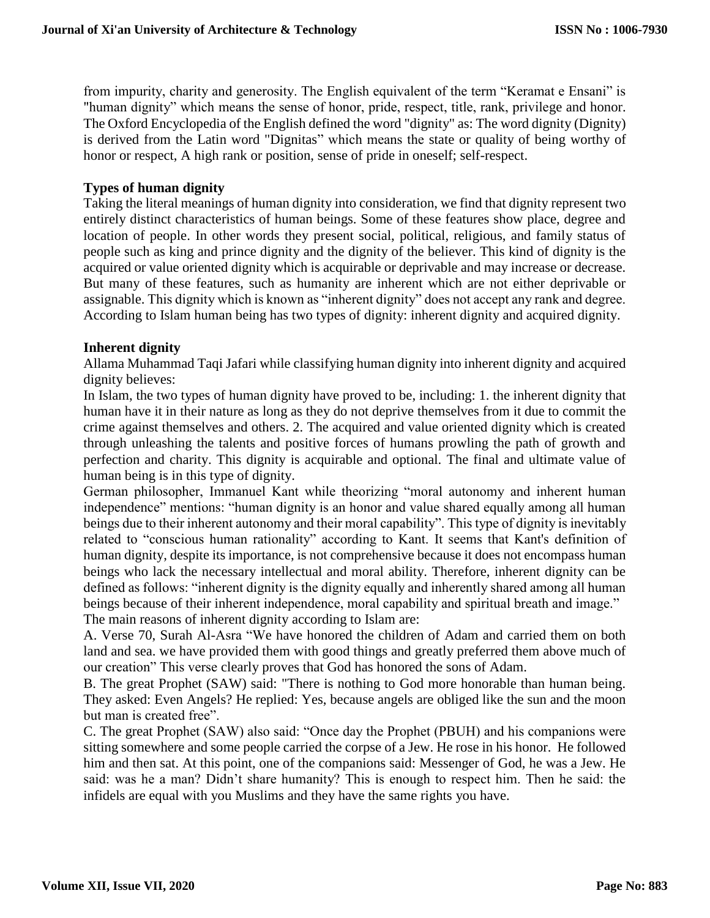from impurity, charity and generosity. The English equivalent of the term "Keramat e Ensani" is "human dignity" which means the sense of honor, pride, respect, title, rank, privilege and honor. The Oxford Encyclopedia of the English defined the word "dignity" as: The word dignity (Dignity) is derived from the Latin word "Dignitas" which means the state or quality of being worthy of honor or respect, A high rank or position, sense of pride in oneself; self-respect.

### Types of human dignity

Taking the literal meanings of human dignity into consideration, we find that dignity represent two entirely distinct characteristics of human beings. Some of these features show place, degree and location of people. In other words they present social, political, religious, and family status of people such as king and prince dignity and the dignity of the believer. This kind of dignity is the acquired or value oriented dignity which is acquirable or deprivable and may increase or decrease. But many of these features, such as humanity are inherent which are not either deprivable or assignable. This dignity which is known as "inherent dignity" does not accept any rank and degree. According to Islam human being has two types of dignity: inherent dignity and acquired dignity.

### Inherent dignity

Allama Muhammad Taqi Jafari while classifying human dignity into inherent dignity and acquired dignity believes:

In Islam, the two types of human dignity have proved to be, including: 1. the inherent dignity that human have it in their nature as long as they do not deprive themselves from it due to commit the crime against themselves and others. 2. The acquired and value oriented dignity which is created through unleashing the talents and positive forces of humans prowling the path of growth and perfection and charity. This dignity is acquirable and optional. The final and ultimate value of human being is in this type of dignity.

German philosopher, Immanuel Kant while theorizing "moral autonomy and inherent human independence" mentions: "human dignity is an honor and value shared equally among all human beings due to their inherent autonomy and their moral capability". This type of dignity is inevitably related to "conscious human rationality" according to Kant. It seems that Kant's definition of human dignity, despite its importance, is not comprehensive because it does not encompass human beings who lack the necessary intellectual and moral ability. Therefore, inherent dignity can be defined as follows: "inherent dignity is the dignity equally and inherently shared among all human beings because of their inherent independence, moral capability and spiritual breath and image."

The main reasons of inherent dignity according to Islam are:

A. Verse 70, Surah Al-Asra "We have honored the children of Adam and carried them on both land and sea. we have provided them with good things and greatly preferred them above much of our creation" This verse clearly proves that God has honored the sons of Adam.

B. The great Prophet (SAW) said: "There is nothing to God more honorable than human being. They asked: Even Angels? He replied: Yes, because angels are obliged like the sun and the moon but man is created free".

C. The great Prophet (SAW) also said: "Once day the Prophet (PBUH) and his companions were sitting somewhere and some people carried the corpse of a Jew. He rose in his honor. He followed him and then sat. At this point, one of the companions said: Messenger of God, he was a Jew. He said: was he a man? Didn't share humanity? This is enough to respect him. Then he said: the infidels are equal with you Muslims and they have the same rights you have.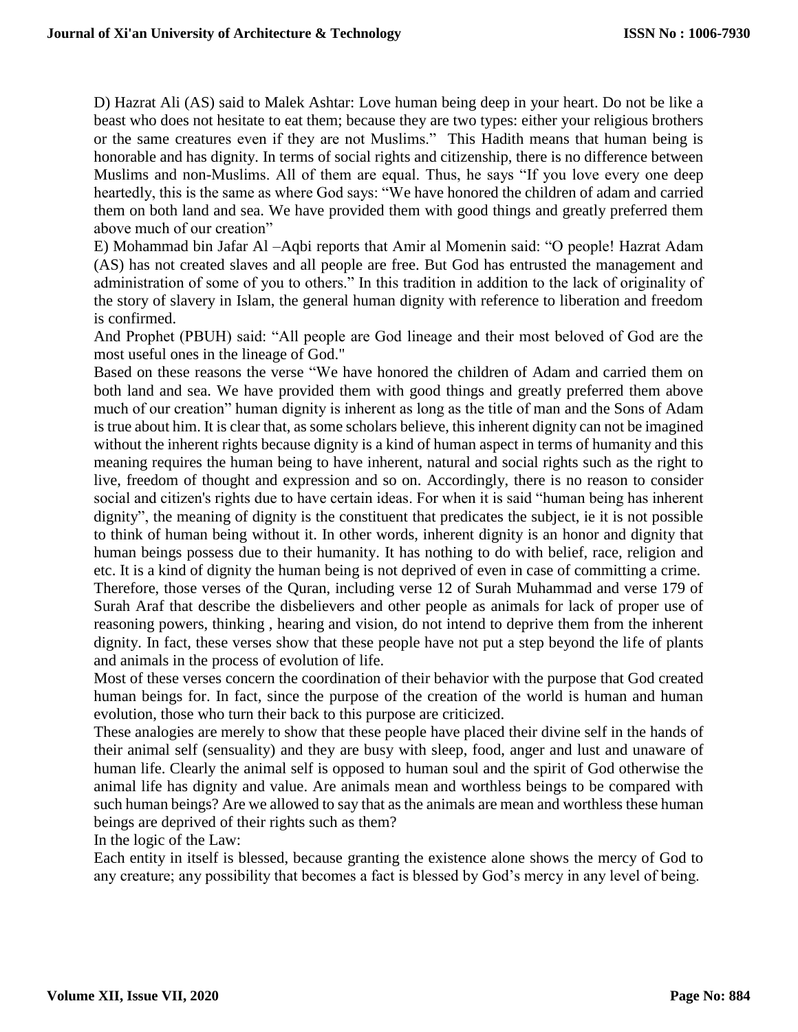D) Hazrat Ali (AS) said to Malek Ashtar: Love human being deep in your heart. Do not be like a beast who does not hesitate to eat them; because they are two types: either your religious brothers or the same creatures even if they are not Muslims." This Hadith means that human being is honorable and has dignity. In terms of social rights and citizenship, there is no difference between Muslims and non-Muslims. All of them are equal. Thus, he says "If you love every one deep heartedly, this is the same as where God says: "We have honored the children of adam and carried them on both land and sea. We have provided them with good things and greatly preferred them above much of our creation"

E) Mohammad bin Jafar Al –Aqbi reports that Amir al Momenin said: "O people! Hazrat Adam (AS) has not created slaves and all people are free. But God has entrusted the management and administration of some of you to others." In this tradition in addition to the lack of originality of the story of slavery in Islam, the general human dignity with reference to liberation and freedom is confirmed.

And Prophet (PBUH) said: "All people are God lineage and their most beloved of God are the most useful ones in the lineage of God."

Based on these reasons the verse "We have honored the children of Adam and carried them on both land and sea. We have provided them with good things and greatly preferred them above much of our creation" human dignity is inherent as long as the title of man and the Sons of Adam is true about him. It is clear that, as some scholars believe, this inherent dignity can not be imagined without the inherent rights because dignity is a kind of human aspect in terms of humanity and this meaning requires the human being to have inherent, natural and social rights such as the right to live, freedom of thought and expression and so on. Accordingly, there is no reason to consider social and citizen's rights due to have certain ideas. For when it is said "human being has inherent dignity", the meaning of dignity is the constituent that predicates the subject, ie it is not possible to think of human being without it. In other words, inherent dignity is an honor and dignity that human beings possess due to their humanity. It has nothing to do with belief, race, religion and etc. It is a kind of dignity the human being is not deprived of even in case of committing a crime.

Therefore, those verses of the Quran, including verse 12 of Surah Muhammad and verse 179 of Surah Araf that describe the disbelievers and other people as animals for lack of proper use of reasoning powers, thinking , hearing and vision, do not intend to deprive them from the inherent dignity. In fact, these verses show that these people have not put a step beyond the life of plants and animals in the process of evolution of life.

Most of these verses concern the coordination of their behavior with the purpose that God created human beings for. In fact, since the purpose of the creation of the world is human and human evolution, those who turn their back to this purpose are criticized.

These analogies are merely to show that these people have placed their divine self in the hands of their animal self (sensuality) and they are busy with sleep, food, anger and lust and unaware of human life. Clearly the animal self is opposed to human soul and the spirit of God otherwise the animal life has dignity and value. Are animals mean and worthless beings to be compared with such human beings? Are we allowed to say that as the animals are mean and worthless these human beings are deprived of their rights such as them?

In the logic of the Law:

Each entity in itself is blessed, because granting the existence alone shows the mercy of God to any creature; any possibility that becomes a fact is blessed by God's mercy in any level of being.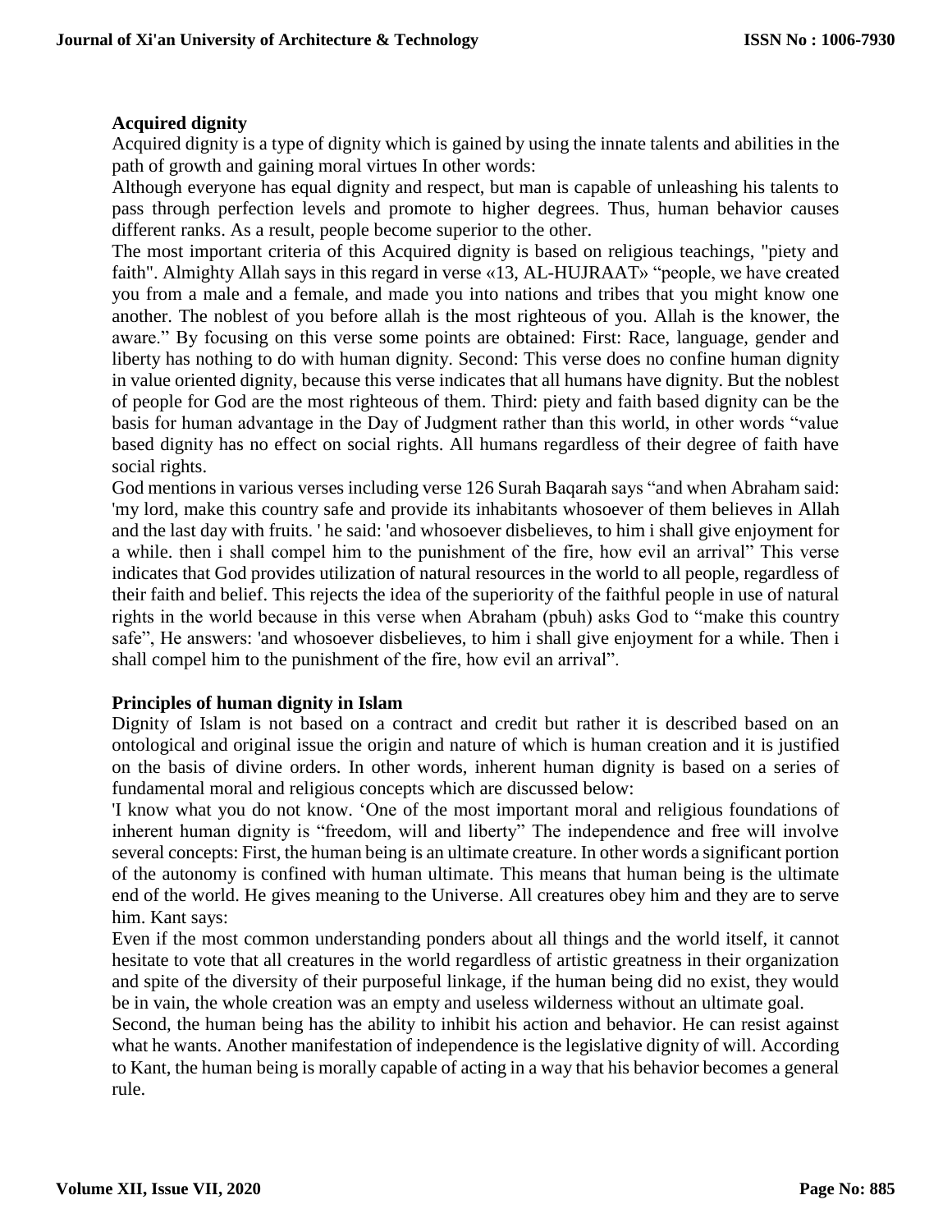### Acquired dignity

Acquired dignity is a type of dignity which is gained by using the innate talents and abilities in the path of growth and gaining moral virtues In other words:

Although everyone has equal dignity and respect, but man is capable of unleashing his talents to pass through perfection levels and promote to higher degrees. Thus, human behavior causes different ranks. As a result, people become superior to the other.

The most important criteria of this Acquired dignity is based on religious teachings, "piety and faith". Almighty Allah says in this regard in verse «13, AL-HUJRAAT» "people, we have created you from a male and a female, and made you into nations and tribes that you might know one another. The noblest of you before allah is the most righteous of you. Allah is the knower, the aware." By focusing on this verse some points are obtained: First: Race, language, gender and liberty has nothing to do with human dignity. Second: This verse does no confine human dignity in value oriented dignity, because this verse indicates that all humans have dignity. But the noblest of people for God are the most righteous of them. Third: piety and faith based dignity can be the basis for human advantage in the Day of Judgment rather than this world, in other words "value based dignity has no effect on social rights. All humans regardless of their degree of faith have social rights.

God mentions in various verses including verse 126 Surah Baqarah says "and when Abraham said: 'my lord, make this country safe and provide its inhabitants whosoever of them believes in Allah and the last day with fruits. ' he said: 'and whosoever disbelieves, to him i shall give enjoyment for a while. then i shall compel him to the punishment of the fire, how evil an arrival" This verse indicates that God provides utilization of natural resources in the world to all people, regardless of their faith and belief. This rejects the idea of the superiority of the faithful people in use of natural rights in the world because in this verse when Abraham (pbuh) asks God to "make this country safe", He answers: 'and whosoever disbelieves, to him i shall give enjoyment for a while. Then i shall compel him to the punishment of the fire, how evil an arrival".

### Principles of human dignity in Islam

Dignity of Islam is not based on a contract and credit but rather it is described based on an ontological and original issue the origin and nature of which is human creation and it is justified on the basis of divine orders. In other words, inherent human dignity is based on a series of fundamental moral and religious concepts which are discussed below:

'I know what you do not know. 'One of the most important moral and religious foundations of inherent human dignity is "freedom, will and liberty" The independence and free will involve several concepts: First, the human being is an ultimate creature. In other words a significant portion of the autonomy is confined with human ultimate. This means that human being is the ultimate end of the world. He gives meaning to the Universe. All creatures obey him and they are to serve him. Kant says:

Even if the most common understanding ponders about all things and the world itself, it cannot hesitate to vote that all creatures in the world regardless of artistic greatness in their organization and spite of the diversity of their purposeful linkage, if the human being did no exist, they would be in vain, the whole creation was an empty and useless wilderness without an ultimate goal.

Second, the human being has the ability to inhibit his action and behavior. He can resist against what he wants. Another manifestation of independence is the legislative dignity of will. According to Kant, the human being is morally capable of acting in a way that his behavior becomes a general rule.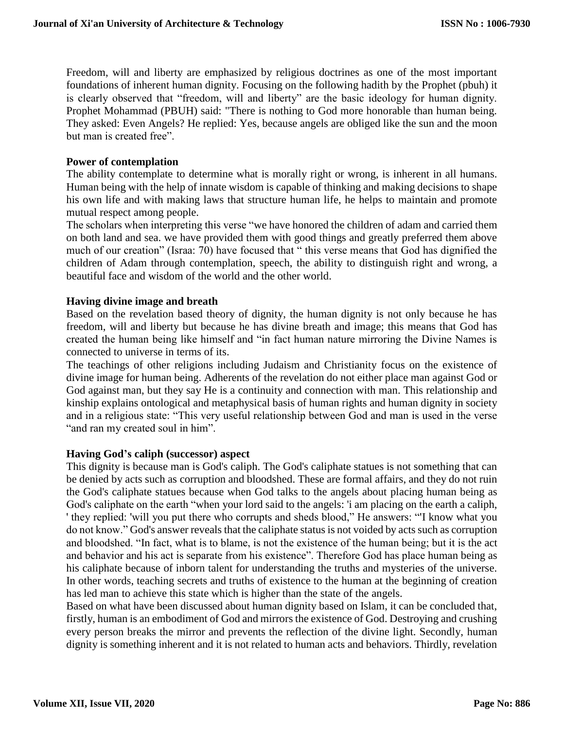Freedom, will and liberty are emphasized by religious doctrines as one of the most important foundations of inherent human dignity. Focusing on the following hadith by the Prophet (pbuh) it is clearly observed that "freedom, will and liberty" are the basic ideology for human dignity. Prophet Mohammad (PBUH) said: "There is nothing to God more honorable than human being. They asked: Even Angels? He replied: Yes, because angels are obliged like the sun and the moon but man is created free".

**Power of contemplation**

The ability contemplate to determine what is morally right or wrong, is inherent in all humans. Human being with the help of innate wisdom is capable of thinking and making decisions to shape his own life and with making laws that structure human life, he helps to maintain and promote mutual respect among people.

The scholars when interpreting this verse "we have honored the children of adam and carried them on both land and sea. we have provided them with good things and greatly preferred them above much of our creation" (Israa: 70) have focused that " this verse means that God has dignified the children of Adam through contemplation, speech, the ability to distinguish right and wrong, a beautiful face and wisdom of the world and the other world.

**Having divine image and breath**

Based on the revelation based theory of dignity, the human dignity is not only because he has freedom, will and liberty but because he has divine breath and image; this means that God has created the human being like himself and "in fact human nature mirroring the Divine Names is connected to universe in terms of its.

The teachings of other religions including Judaism and Christianity focus on the existence of divine image for human being. Adherents of the revelation do not either place man against God or God against man, but they say He is a continuity and connection with man. This relationship and kinship explains ontological and metaphysical basis of human rights and human dignity in society and in a religious state: "This very useful relationship between God and man is used in the verse "and ran my created soul in him".

**Having God's caliph (successor) aspect**

This dignity is because man is God's caliph. The God's caliphate statues is not something that can be denied by acts such as corruption and bloodshed. These are formal affairs, and they do not ruin the God's caliphate statues because when God talks to the angels about placing human being as God's caliphate on the earth "when your lord said to the angels: 'i am placing on the earth a caliph, ' they replied: 'will you put there who corrupts and sheds blood," He answers: "'I know what you do not know." God's answer reveals that the caliphate status is not voided by acts such as corruption and bloodshed. "In fact, what is to blame, is not the existence of the human being; but it is the act and behavior and his act is separate from his existence". Therefore God has place human being as his caliphate because of inborn talent for understanding the truths and mysteries of the universe. In other words, teaching secrets and truths of existence to the human at the beginning of creation has led man to achieve this state which is higher than the state of the angels.

Based on what have been discussed about human dignity based on Islam, it can be concluded that, firstly, human is an embodiment of God and mirrors the existence of God. Destroying and crushing every person breaks the mirror and prevents the reflection of the divine light. Secondly, human dignity is something inherent and it is not related to human acts and behaviors. Thirdly, revelation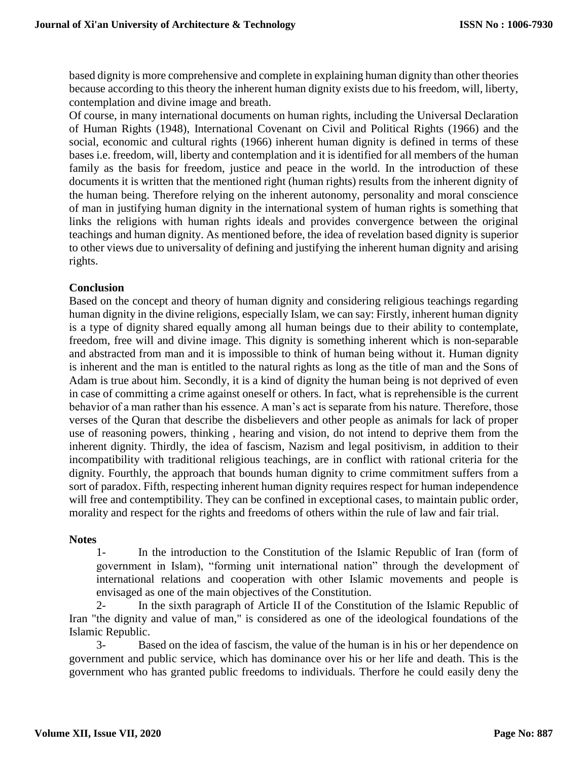based dignity is more comprehensive and complete in explaining human dignity than other theories because according to this theory the inherent human dignity exists due to his freedom, will, liberty, contemplation and divine image and breath.

Of course, in many international documents on human rights, including the Universal Declaration of Human Rights (1948), International Covenant on Civil and Political Rights (1966) and the social, economic and cultural rights (1966) inherent human dignity is defined in terms of these bases i.e. freedom, will, liberty and contemplation and it is identified for all members of the human family as the basis for freedom, justice and peace in the world. In the introduction of these documents it is written that the mentioned right (human rights) results from the inherent dignity of the human being. Therefore relying on the inherent autonomy, personality and moral conscience of man in justifying human dignity in the international system of human rights is something that links the religions with human rights ideals and provides convergence between the original teachings and human dignity. As mentioned before, the idea of revelation based dignity is superior to other views due to universality of defining and justifying the inherent human dignity and arising rights.

## Conclusion

Based on the concept and theory of human dignity and considering religious teachings regarding human dignity in the divine religions, especially Islam, we can say: Firstly, inherent human dignity is a type of dignity shared equally among all human beings due to their ability to contemplate, freedom, free will and divine image. This dignity is something inherent which is non-separable and abstracted from man and it is impossible to think of human being without it. Human dignity is inherent and the man is entitled to the natural rights as long as the title of man and the Sons of Adam is true about him. Secondly, it is a kind of dignity the human being is not deprived of even in case of committing a crime against oneself or others. In fact, what is reprehensible is the current behavior of a man rather than his essence. A man's act is separate from his nature. Therefore, those verses of the Quran that describe the disbelievers and other people as animals for lack of proper use of reasoning powers, thinking , hearing and vision, do not intend to deprive them from the inherent dignity. Thirdly, the idea of fascism, Nazism and legal positivism, in addition to their incompatibility with traditional religious teachings, are in conflict with rational criteria for the dignity. Fourthly, the approach that bounds human dignity to crime commitment suffers from a sort of paradox. Fifth, respecting inherent human dignity requires respect for human independence will free and contemptibility. They can be confined in exceptional cases, to maintain public order, morality and respect for the rights and freedoms of others within the rule of law and fair trial.

## Notes

1- In the introduction to the Constitution of the Islamic Republic of Iran (form of government in Islam), "forming unit international nation" through the development of international relations and cooperation with other Islamic movements and people is envisaged as one of the main objectives of the Constitution.

2- In the sixth paragraph of Article II of the Constitution of the Islamic Republic of Iran "the dignity and value of man," is considered as one of the ideological foundations of the Islamic Republic.

3- Based on the idea of fascism, the value of the human is in his or her dependence on government and public service, which has dominance over his or her life and death. This is the government who has granted public freedoms to individuals. Therfore he could easily deny the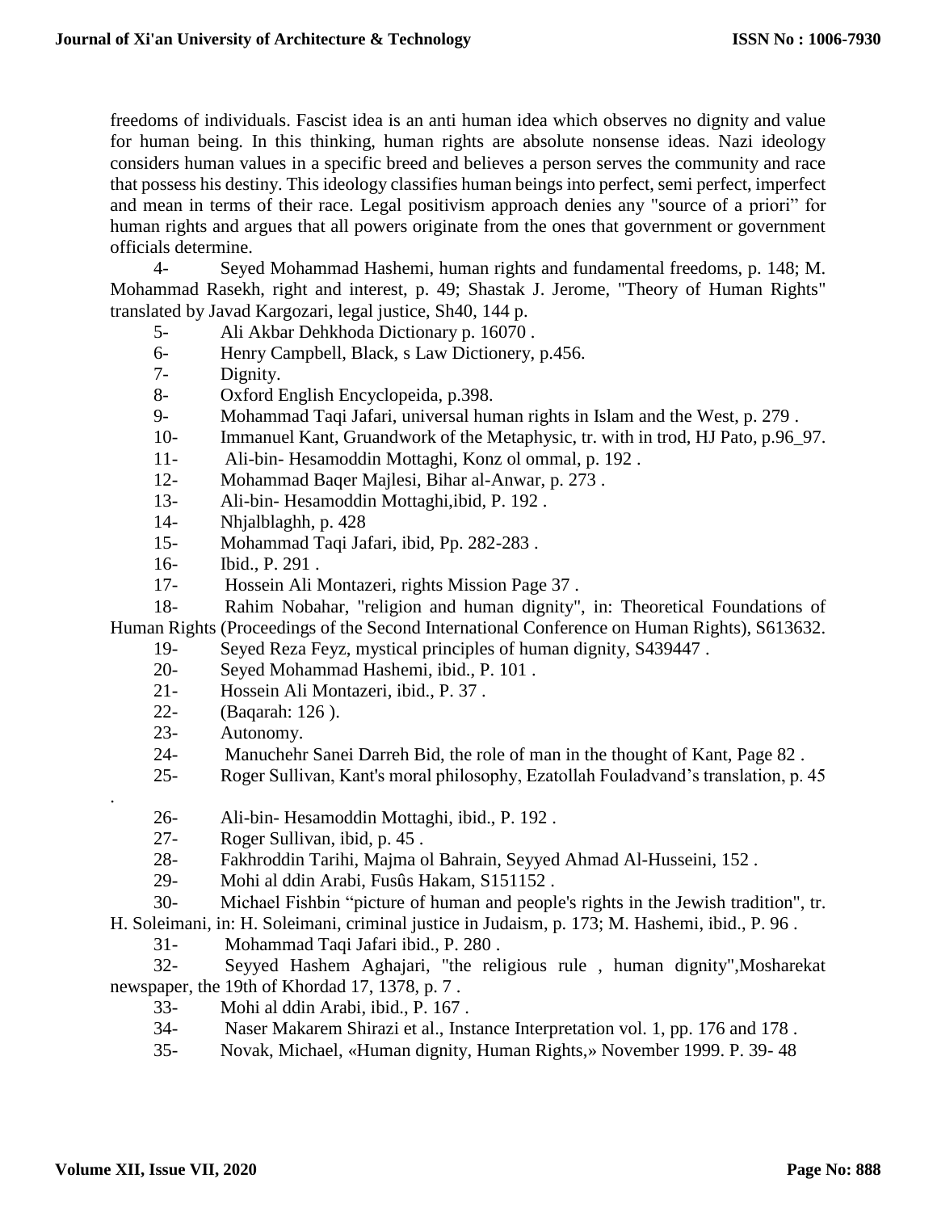freedoms of individuals. Fascist idea is an anti human idea which observes no dignity and value for human being. In this thinking, human rights are absolute nonsense ideas. Nazi ideology considers human values in a specific breed and believes a person serves the community and race that possess his destiny. This ideology classifies human beings into perfect, semi perfect, imperfect and mean in terms of their race. Legal positivism approach denies any "source of a priori" for human rights and argues that all powers originate from the ones that government or government officials determine.

4- Seyed Mohammad Hashemi, human rights and fundamental freedoms, p. 148; M. Mohammad Rasekh, right and interest, p. 49; Shastak J. Jerome, "Theory of Human Rights" translated by Javad Kargozari, legal justice, Sh40, 144 p.

5- Ali Akbar Dehkhoda Dictionary p. 16070 .

6- Henry Campbell, Black, s Law Dictionery, p.456.

7- Dignity.

8- Oxford English Encyclopeida, p.398.

9- Mohammad Taqi Jafari, universal human rights in Islam and the West, p. 279 .

10- Immanuel Kant, Gruandwork of the Metaphysic, tr. with in trod, HJ Pato, p.96_97.

11- Ali-bin- Hesamoddin Mottaghi, Konz ol ommal, p. 192 .

12- Mohammad Baqer Majlesi, Bihar al-Anwar, p. 273 .

13- Ali-bin- Hesamoddin Mottaghi,ibid, P. 192 .

14- Nhjalblaghh, p. 428

15- Mohammad Taqi Jafari, ibid, Pp. 282-283 .

16- Ibid., P. 291 .

17- Hossein Ali Montazeri, rights Mission Page 37 .

18- Rahim Nobahar, "religion and human dignity", in: Theoretical Foundations of Human Rights (Proceedings of the Second International Conference on Human Rights), S613632.

19- Seyed Reza Feyz, mystical principles of human dignity, S439447 .

20- Seyed Mohammad Hashemi, ibid., P. 101 .

21- Hossein Ali Montazeri, ibid., P. 37 .

22- (Baqarah: 126 ).

23- Autonomy.

24- Manuchehr Sanei Darreh Bid, the role of man in the thought of Kant, Page 82 .

25- Roger Sullivan, Kant's moral philosophy, Ezatollah Fouladvand’s translation, p. 45 .

26- Ali-bin- Hesamoddin Mottaghi, ibid., P. 192 .

27- Roger Sullivan, ibid, p. 45 .

28- Fakhroddin Tarihi, Majma ol Bahrain, Seyyed Ahmad Al-Husseini, 152 .

29- Mohi al ddin Arabi, Fusûs Hakam, S151152 .

30- Michael Fishbin “picture of human and people's rights in the Jewish tradition", tr. H. Soleimani, in: H. Soleimani, criminal justice in Judaism, p. 173; M. Hashemi, ibid., P. 96 .

31- Mohammad Taqi Jafari ibid., P. 280 .

32- Seyyed Hashem Aghajari, "the religious rule , human dignity",Mosharekat newspaper, the 19th of Khordad 17, 1378, p. 7 .

33- Mohi al ddin Arabi, ibid., P. 167 .

34- Naser Makarem Shirazi et al., Instance Interpretation vol. 1, pp. 176 and 178 .

35- Novak, Michael, «Human dignity, Human Rights,» November 1999. P. 39- 48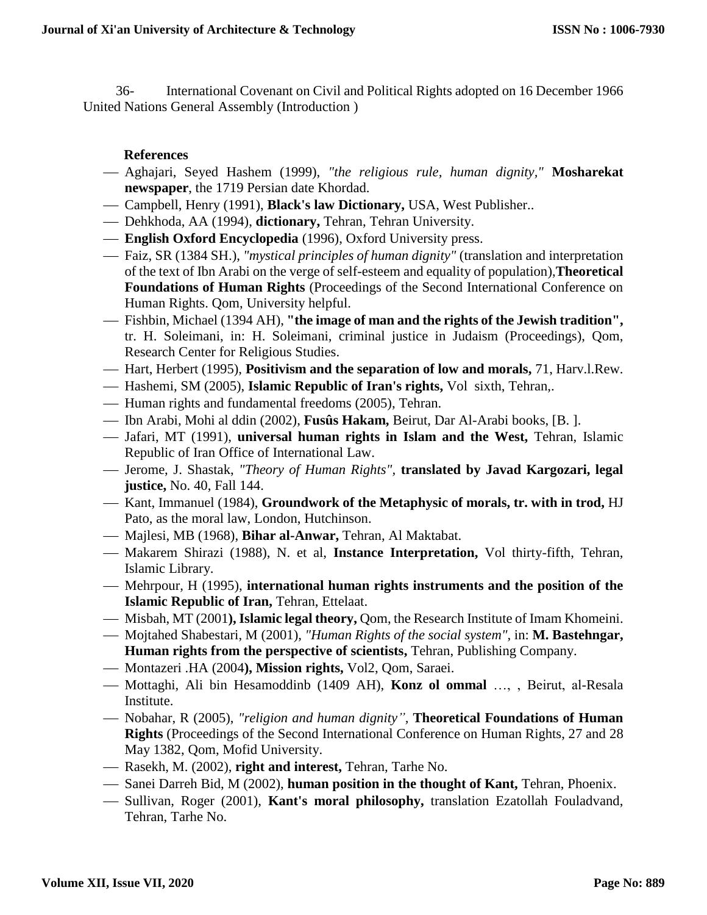36- International Covenant on Civil and Political Rights adopted on 16 December 1966 United Nations General Assembly (Introduction )

**References**

- Aghajari, Seyed Hashem (1999), *"the religious rule, human dignity,"* **Mosharekat newspaper**, the 1719 Persian date Khordad.
- Campbell, Henry (1991), **Black's law Dictionary,** USA, West Publisher..
- Dehkhoda, AA (1994), **dictionary,** Tehran, Tehran University.
- **English Oxford Encyclopedia** (1996), Oxford University press.
- Faiz, SR (1384 SH.), *"mystical principles of human dignity"* (translation and interpretation of the text of Ibn Arabi on the verge of self-esteem and equality of population),**Theoretical Foundations of Human Rights** (Proceedings of the Second International Conference on Human Rights. Qom, University helpful.
- Fishbin, Michael (1394 AH), **"the image of man and the rights of the Jewish tradition",** tr. H. Soleimani, in: H. Soleimani, criminal justice in Judaism (Proceedings), Qom, Research Center for Religious Studies.
- Hart, Herbert (1995), **Positivism and the separation of low and morals,** 71, Harv.l.Rew.
- Hashemi, SM (2005), **Islamic Republic of Iran's rights,** Vol sixth, Tehran,.
- Human rights and fundamental freedoms (2005), Tehran.
- Ibn Arabi, Mohi al ddin (2002), **Fusûs Hakam,** Beirut, Dar Al-Arabi books, [B. ].
- Jafari, MT (1991), **universal human rights in Islam and the West,** Tehran, Islamic Republic of Iran Office of International Law.
- Jerome, J. Shastak, *"Theory of Human Rights"*, **translated by Javad Kargozari, legal justice,** No. 40, Fall 144.
- Kant, Immanuel (1984), **Groundwork of the Metaphysic of morals, tr. with in trod,** HJ Pato, as the moral law, London, Hutchinson.
- Majlesi, MB (1968), **Bihar al-Anwar,** Tehran, Al Maktabat.
- Makarem Shirazi (1988), N. et al, **Instance Interpretation,** Vol thirty-fifth, Tehran, Islamic Library.
- Mehrpour, H (1995), **international human rights instruments and the position of the Islamic Republic of Iran,** Tehran, Ettelaat.
- Misbah, MT (2001**), Islamic legal theory,** Qom, the Research Institute of Imam Khomeini.
- Mojtahed Shabestari, M (2001), *"Human Rights of the social system"*, in: **M. Bastehngar, Human rights from the perspective of scientists,** Tehran, Publishing Company.
- Montazeri .HA (2004**), Mission rights,** Vol2, Qom, Saraei.
- Mottaghi, Ali bin Hesamoddinb (1409 AH), **Konz ol ommal** …, , Beirut, al-Resala Institute.
- Nobahar, R (2005), *"religion and human dignity"*, **Theoretical Foundations of Human Rights** (Proceedings of the Second International Conference on Human Rights, 27 and 28 May 1382, Qom, Mofid University.
- Rasekh, M. (2002), **right and interest,** Tehran, Tarhe No.
- Sanei Darreh Bid, M (2002), **human position in the thought of Kant,** Tehran, Phoenix.
- Sullivan, Roger (2001), **Kant's moral philosophy,** translation Ezatollah Fouladvand, Tehran, Tarhe No.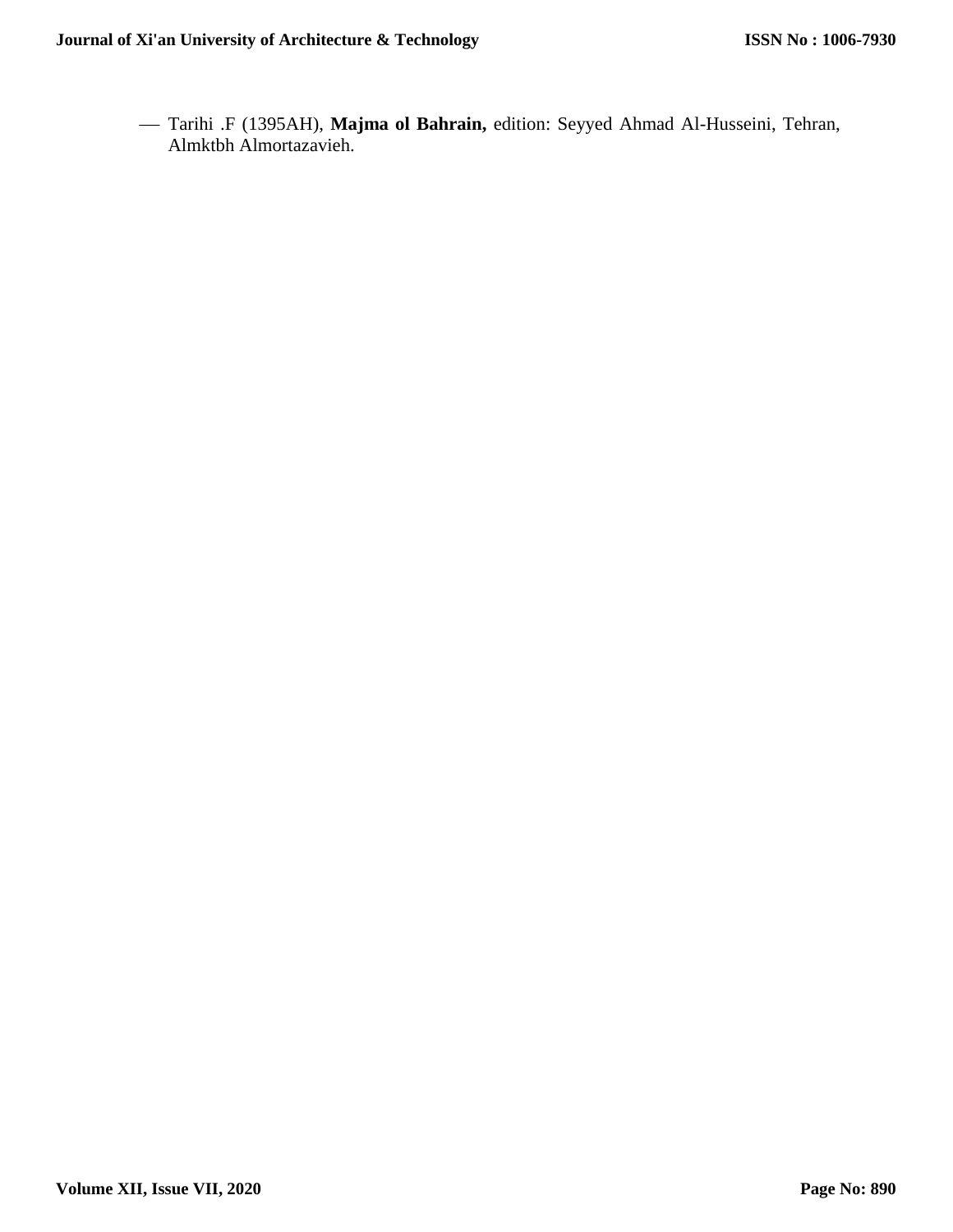- Tarihi .F (1395AH), **Majma ol Bahrain,** edition: Seyyed Ahmad Al-Husseini, Tehran, Almktbh Almortazavieh.